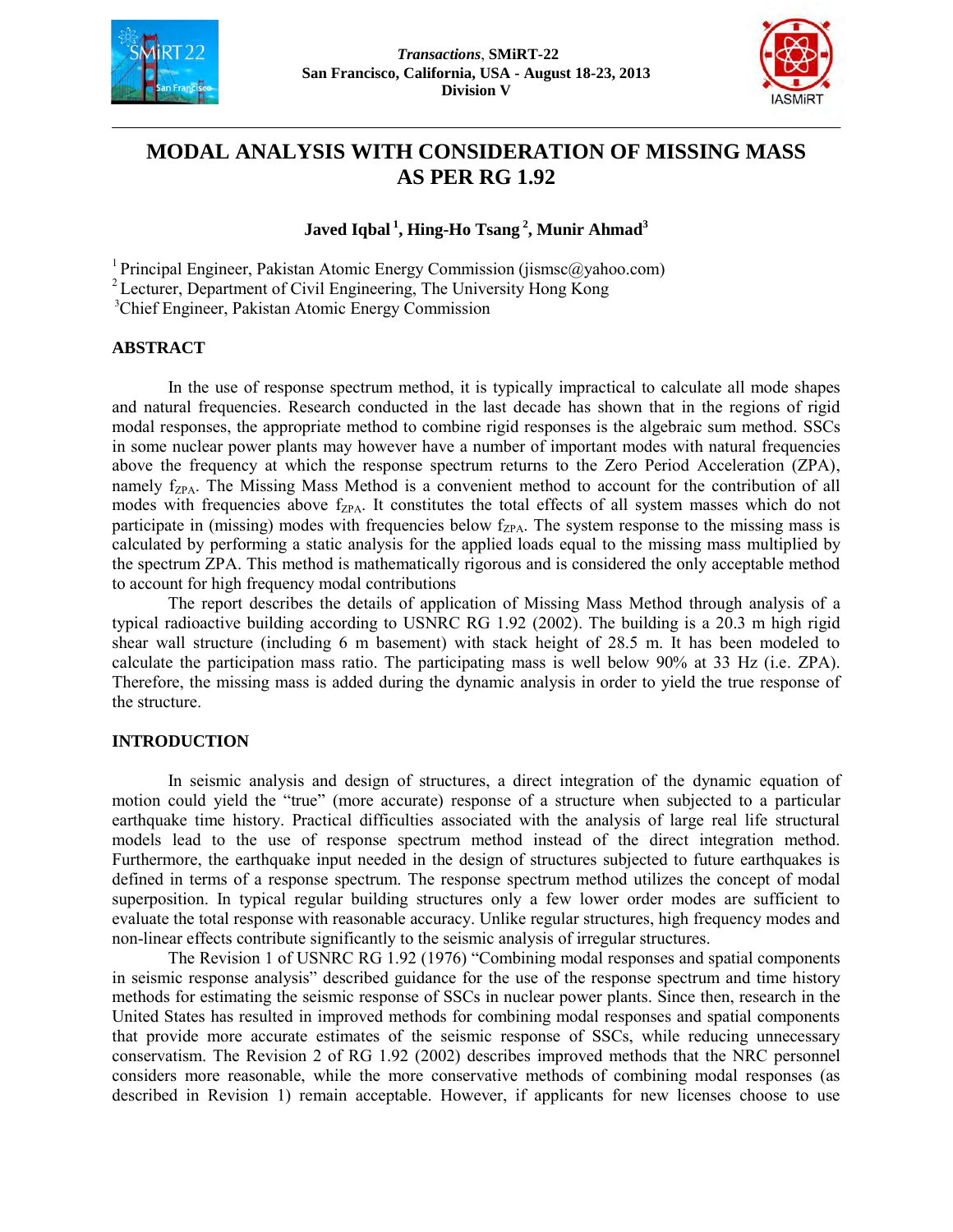# MODAL ANALYSIS WITH CONSIDERATION OF MISSING MASS AS PER RG 1.92

**Javed Iqbal [1], Hing-Ho Tsang [2], Munir Ahmad[3]**

[1] Principal Engineer, Pakistan Atomic Energy Commission (jismsc@yahoo.com)
[2] Lecturer, Department of Civil Engineering, The University Hong Kong
[3] Chief Engineer, Pakistan Atomic Energy Commission

## ABSTRACT

In the use of response spectrum method, it is typically impractical to calculate all mode shapes and natural frequencies. Research conducted in the last decade has shown that in the regions of rigid modal responses, the appropriate method to combine rigid responses is the algebraic sum method. SSCs in some nuclear power plants may however have a number of important modes with natural frequencies above the frequency at which the response spectrum returns to the Zero Period Acceleration (ZPA), namely $f_{ZPA}$. The Missing Mass Method is a convenient method to account for the contribution of all modes with frequencies above $f_{ZPA}$. It constitutes the total effects of all system masses which do not participate in (missing) modes with frequencies below $f_{ZPA}$. The system response to the missing mass is calculated by performing a static analysis for the applied loads equal to the missing mass multiplied by the spectrum ZPA. This method is mathematically rigorous and is considered the only acceptable method to account for high frequency modal contributions

The report describes the details of application of Missing Mass Method through analysis of a typical radioactive building according to USNRC RG 1.92 (2002). The building is a 20.3 m high rigid shear wall structure (including 6 m basement) with stack height of 28.5 m. It has been modeled to calculate the participation mass ratio. The participating mass is well below 90% at 33 Hz (i.e. ZPA). Therefore, the missing mass is added during the dynamic analysis in order to yield the true response of the structure.

## INTRODUCTION

In seismic analysis and design of structures, a direct integration of the dynamic equation of motion could yield the "true" (more accurate) response of a structure when subjected to a particular earthquake time history. Practical difficulties associated with the analysis of large real life structural models lead to the use of response spectrum method instead of the direct integration method. Furthermore, the earthquake input needed in the design of structures subjected to future earthquakes is defined in terms of a response spectrum. The response spectrum method utilizes the concept of modal superposition. In typical regular building structures only a few lower order modes are sufficient to evaluate the total response with reasonable accuracy. Unlike regular structures, high frequency modes and non-linear effects contribute significantly to the seismic analysis of irregular structures.

The Revision 1 of USNRC RG 1.92 (1976) "Combining modal responses and spatial components in seismic response analysis" described guidance for the use of the response spectrum and time history methods for estimating the seismic response of SSCs in nuclear power plants. Since then, research in the United States has resulted in improved methods for combining modal responses and spatial components that provide more accurate estimates of the seismic response of SSCs, while reducing unnecessary conservatism. The Revision 2 of RG 1.92 (2002) describes improved methods that the NRC personnel considers more reasonable, while the more conservative methods of combining modal responses (as described in Revision 1) remain acceptable. However, if applicants for new licenses choose to use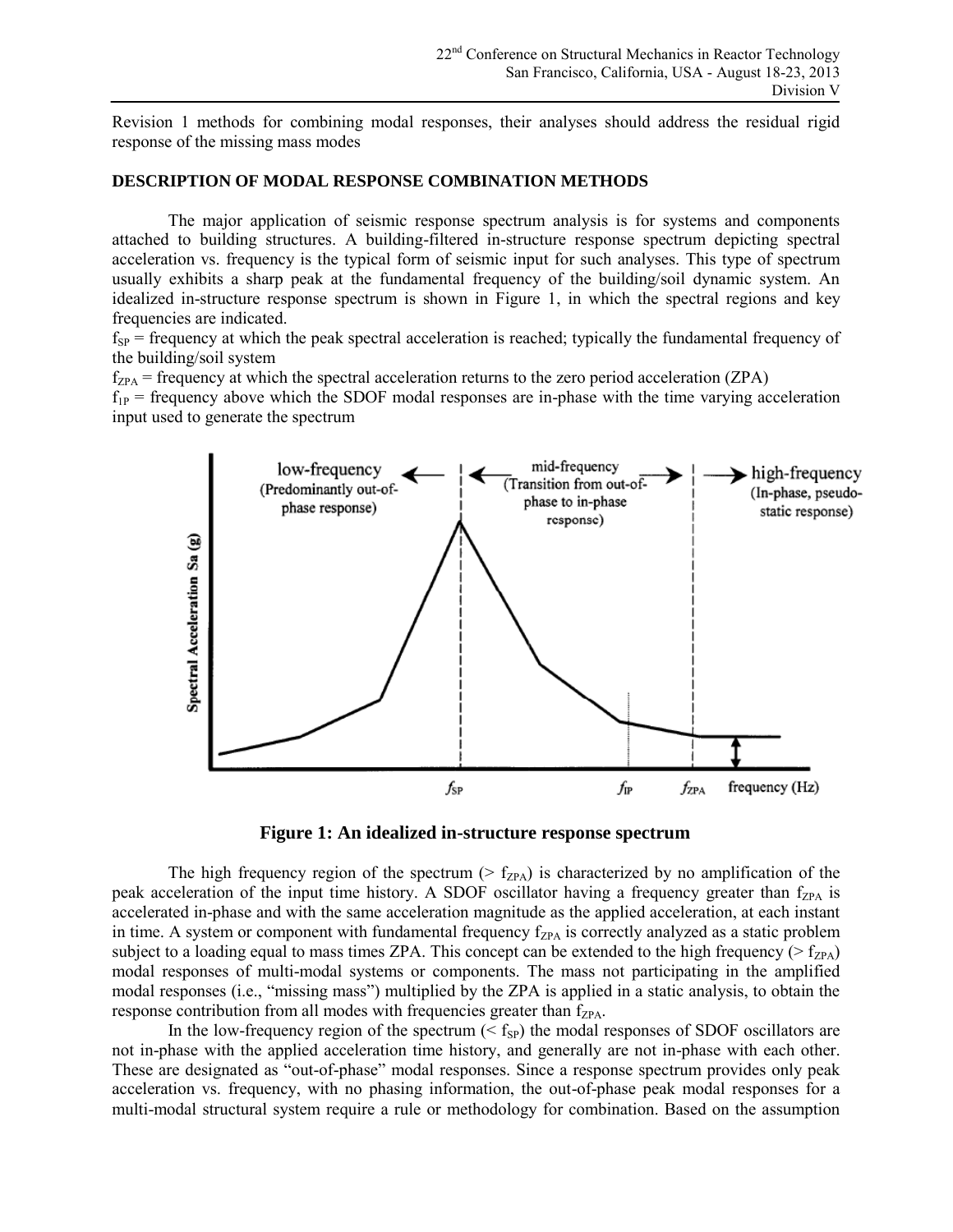Revision 1 methods for combining modal responses, their analyses should address the residual rigid response of the missing mass modes

## DESCRIPTION OF MODAL RESPONSE COMBINATION METHODS

The major application of seismic response spectrum analysis is for systems and components attached to building structures. A building-filtered in-structure response spectrum depicting spectral acceleration vs. frequency is the typical form of seismic input for such analyses. This type of spectrum usually exhibits a sharp peak at the fundamental frequency of the building/soil dynamic system. An idealized in-structure response spectrum is shown in Figure 1, in which the spectral regions and key frequencies are indicated.

$f_{SP}$ = frequency at which the peak spectral acceleration is reached; typically the fundamental frequency of the building/soil system

$f_{ZPA}$ = frequency at which the spectral acceleration returns to the zero period acceleration (ZPA)

$f_{1P}$ = frequency above which the SDOF modal responses are in-phase with the time varying acceleration input used to generate the spectrum

**Figure 1: An idealized in-structure response spectrum**

The high frequency region of the spectrum ($> f_{ZPA}$) is characterized by no amplification of the peak acceleration of the input time history. A SDOF oscillator having a frequency greater than $f_{ZPA}$ is accelerated in-phase and with the same acceleration magnitude as the applied acceleration, at each instant in time. A system or component with fundamental frequency $f_{ZPA}$ is correctly analyzed as a static problem subject to a loading equal to mass times ZPA. This concept can be extended to the high frequency ($> f_{ZPA}$) modal responses of multi-modal systems or components. The mass not participating in the amplified modal responses (i.e., "missing mass") multiplied by the ZPA is applied in a static analysis, to obtain the response contribution from all modes with frequencies greater than $f_{ZPA}$.

In the low-frequency region of the spectrum ($< f_{SP}$) the modal responses of SDOF oscillators are not in-phase with the applied acceleration time history, and generally are not in-phase with each other. These are designated as "out-of-phase" modal responses. Since a response spectrum provides only peak acceleration vs. frequency, with no phasing information, the out-of-phase peak modal responses for a multi-modal structural system require a rule or methodology for combination. Based on the assumption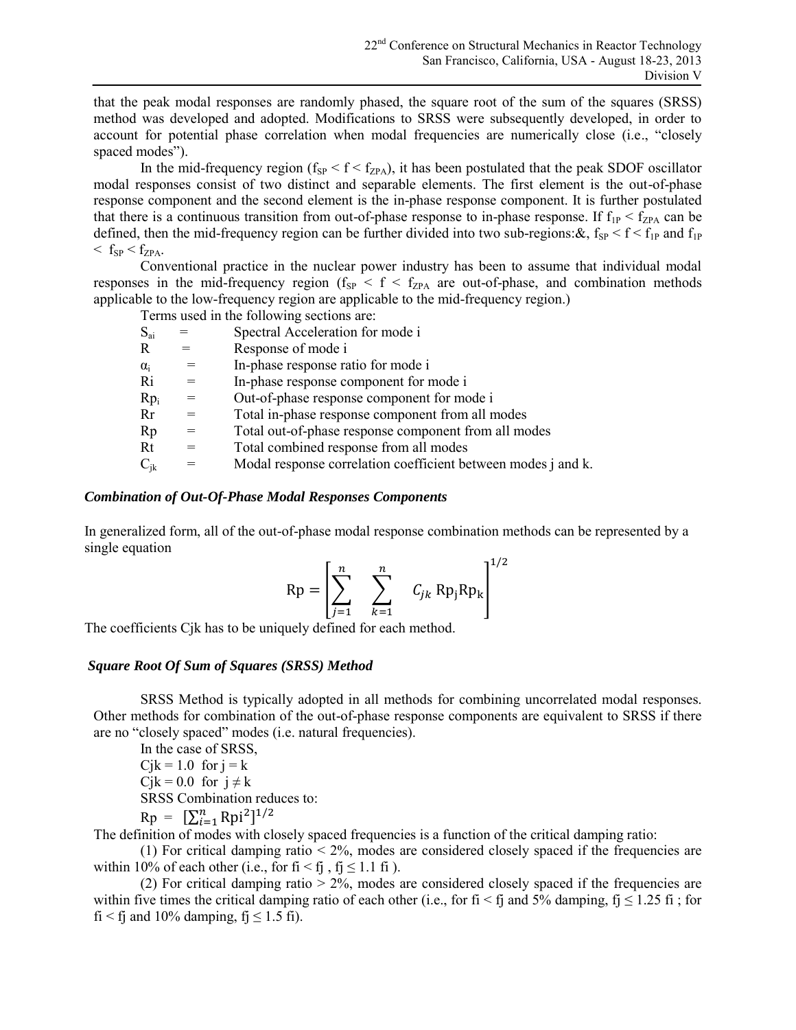that the peak modal responses are randomly phased, the square root of the sum of the squares (SRSS) method was developed and adopted. Modifications to SRSS were subsequently developed, in order to account for potential phase correlation when modal frequencies are numerically close (i.e., "closely spaced modes").

In the mid-frequency region ($f_{SP} < f < f_{ZPA}$), it has been postulated that the peak SDOF oscillator modal responses consist of two distinct and separable elements. The first element is the out-of-phase response component and the second element is the in-phase response component. It is further postulated that there is a continuous transition from out-of-phase response to in-phase response. If $f_{1P} < f_{ZPA}$ can be defined, then the mid-frequency region can be further divided into two sub-regions:&, $f_{SP} < f < f_{1P}$ and $f_{1P} < f_{SP} < f_{ZPA}$.

Conventional practice in the nuclear power industry has been to assume that individual modal responses in the mid-frequency region ($f_{SP} < f < f_{ZPA}$ are out-of-phase, and combination methods applicable to the low-frequency region are applicable to the mid-frequency region.)

Terms used in the following sections are:

| | | |
|---|---|---|
| $S_{ai}$ | = | Spectral Acceleration for mode i |
| R | = | Response of mode i |
| $\alpha_i$ | = | In-phase response ratio for mode i |
| Ri | = | In-phase response component for mode i |
| $Rp_i$ | = | Out-of-phase response component for mode i |
| Rr | = | Total in-phase response component from all modes |
| Rp | = | Total out-of-phase response component from all modes |
| Rt | = | Total combined response from all modes |
| $C_{jk}$ | = | Modal response correlation coefficient between modes j and k. |

### *Combination of Out-Of-Phase Modal Responses Components*

In generalized form, all of the out-of-phase modal response combination methods can be represented by a single equation

$$\mathrm{Rp} = \left[ \sum_{j=1}^{n} \sum_{k=1}^{n} C_{jk}\, \mathrm{Rp_j Rp_k} \right]^{1/2}$$

The coefficients Cjk has to be uniquely defined for each method.

### *Square Root Of Sum of Squares (SRSS) Method*

SRSS Method is typically adopted in all methods for combining uncorrelated modal responses. Other methods for combination of the out-of-phase response components are equivalent to SRSS if there are no "closely spaced" modes (i.e. natural frequencies).

In the case of SRSS,

$C_{jk} = 1.0$ for $j = k$

$C_{jk} = 0.0$ for $j \neq k$

SRSS Combination reduces to:

$\mathrm{Rp} = [\sum_{i=1}^{n} \mathrm{Rpi}^2]^{1/2}$

The definition of modes with closely spaced frequencies is a function of the critical damping ratio:

(1) For critical damping ratio < 2%, modes are considered closely spaced if the frequencies are within 10% of each other (i.e., for $f_i < f_j$ , $f_j \leq 1.1\ f_i$ ).

(2) For critical damping ratio > 2%, modes are considered closely spaced if the frequencies are within five times the critical damping ratio of each other (i.e., for $f_i < f_j$ and 5% damping, $f_j \leq 1.25\ f_i$ ; for $f_i < f_j$ and 10% damping, $f_j \leq 1.5\ f_i$).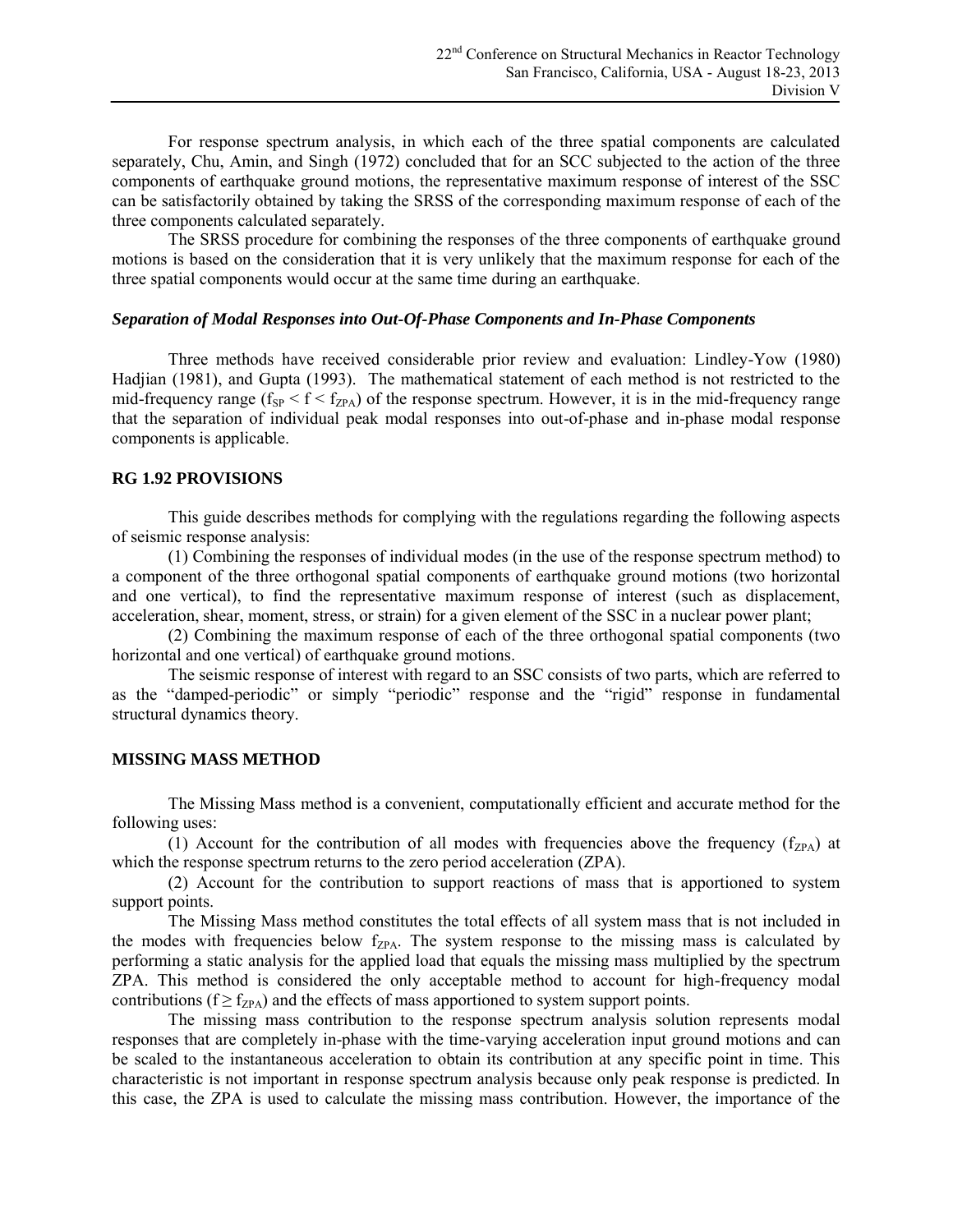For response spectrum analysis, in which each of the three spatial components are calculated separately, Chu, Amin, and Singh (1972) concluded that for an SCC subjected to the action of the three components of earthquake ground motions, the representative maximum response of interest of the SSC can be satisfactorily obtained by taking the SRSS of the corresponding maximum response of each of the three components calculated separately.

The SRSS procedure for combining the responses of the three components of earthquake ground motions is based on the consideration that it is very unlikely that the maximum response for each of the three spatial components would occur at the same time during an earthquake.

***Separation of Modal Responses into Out-Of-Phase Components and In-Phase Components***

Three methods have received considerable prior review and evaluation: Lindley-Yow (1980) Hadjian (1981), and Gupta (1993). The mathematical statement of each method is not restricted to the mid-frequency range ($f_{SP} < f < f_{ZPA}$) of the response spectrum. However, it is in the mid-frequency range that the separation of individual peak modal responses into out-of-phase and in-phase modal response components is applicable.

## RG 1.92 PROVISIONS

This guide describes methods for complying with the regulations regarding the following aspects of seismic response analysis:

(1) Combining the responses of individual modes (in the use of the response spectrum method) to a component of the three orthogonal spatial components of earthquake ground motions (two horizontal and one vertical), to find the representative maximum response of interest (such as displacement, acceleration, shear, moment, stress, or strain) for a given element of the SSC in a nuclear power plant;

(2) Combining the maximum response of each of the three orthogonal spatial components (two horizontal and one vertical) of earthquake ground motions.

The seismic response of interest with regard to an SSC consists of two parts, which are referred to as the "damped-periodic" or simply "periodic" response and the "rigid" response in fundamental structural dynamics theory.

## MISSING MASS METHOD

The Missing Mass method is a convenient, computationally efficient and accurate method for the following uses:

(1) Account for the contribution of all modes with frequencies above the frequency ($f_{ZPA}$) at which the response spectrum returns to the zero period acceleration (ZPA).

(2) Account for the contribution to support reactions of mass that is apportioned to system support points.

The Missing Mass method constitutes the total effects of all system mass that is not included in the modes with frequencies below $f_{ZPA}$. The system response to the missing mass is calculated by performing a static analysis for the applied load that equals the missing mass multiplied by the spectrum ZPA. This method is considered the only acceptable method to account for high-frequency modal contributions ($f \geq f_{ZPA}$) and the effects of mass apportioned to system support points.

The missing mass contribution to the response spectrum analysis solution represents modal responses that are completely in-phase with the time-varying acceleration input ground motions and can be scaled to the instantaneous acceleration to obtain its contribution at any specific point in time. This characteristic is not important in response spectrum analysis because only peak response is predicted. In this case, the ZPA is used to calculate the missing mass contribution. However, the importance of the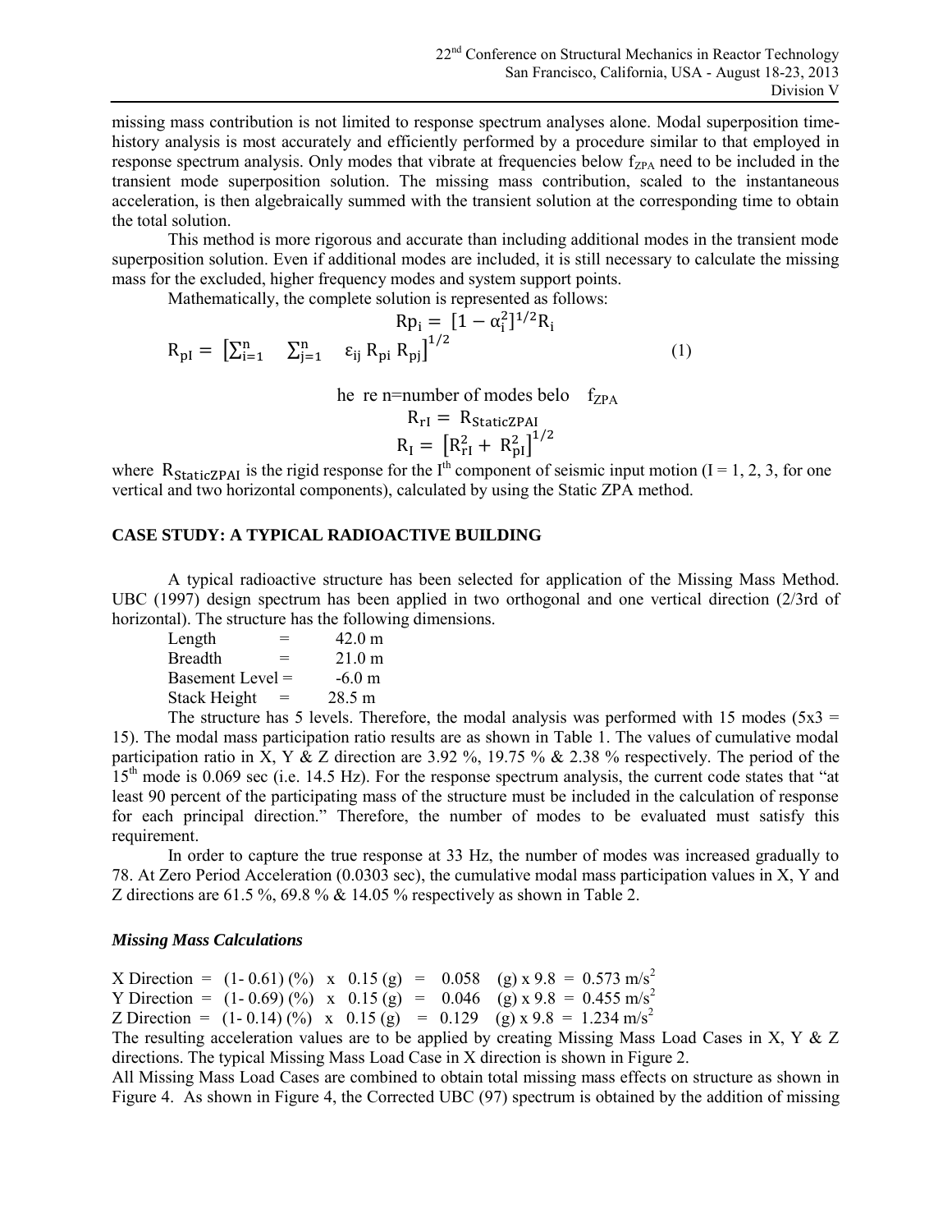missing mass contribution is not limited to response spectrum analyses alone. Modal superposition time-history analysis is most accurately and efficiently performed by a procedure similar to that employed in response spectrum analysis. Only modes that vibrate at frequencies below $f_{ZPA}$ need to be included in the transient mode superposition solution. The missing mass contribution, scaled to the instantaneous acceleration, is then algebraically summed with the transient solution at the corresponding time to obtain the total solution.

This method is more rigorous and accurate than including additional modes in the transient mode superposition solution. Even if additional modes are included, it is still necessary to calculate the missing mass for the excluded, higher frequency modes and system support points.

Mathematically, the complete solution is represented as follows:

$$Rp_i = [1 - \alpha_i^2]^{1/2} R_i$$

$$R_{pI} = \left[\sum_{i=1}^{n} \sum_{j=1}^{n} \varepsilon_{ij} R_{pi} R_{pj}\right]^{1/2} \quad (1)$$

he re n=number of modes belo $f_{ZPA}$

$$R_{rI} = R_{StaticZPAI}$$

$$R_I = \left[R_{rI}^2 + R_{pI}^2\right]^{1/2}$$

where $R_{StaticZPAI}$ is the rigid response for the $I^{th}$ component of seismic input motion (I = 1, 2, 3, for one vertical and two horizontal components), calculated by using the Static ZPA method.

## CASE STUDY: A TYPICAL RADIOACTIVE BUILDING

A typical radioactive structure has been selected for application of the Missing Mass Method. UBC (1997) design spectrum has been applied in two orthogonal and one vertical direction (2/3rd of horizontal). The structure has the following dimensions.

Length = 42.0 m
Breadth = 21.0 m
Basement Level = -6.0 m
Stack Height = 28.5 m

The structure has 5 levels. Therefore, the modal analysis was performed with 15 modes (5x3 = 15). The modal mass participation ratio results are as shown in Table 1. The values of cumulative modal participation ratio in X, Y & Z direction are 3.92 %, 19.75 % & 2.38 % respectively. The period of the 15th mode is 0.069 sec (i.e. 14.5 Hz). For the response spectrum analysis, the current code states that "at least 90 percent of the participating mass of the structure must be included in the calculation of response for each principal direction." Therefore, the number of modes to be evaluated must satisfy this requirement.

In order to capture the true response at 33 Hz, the number of modes was increased gradually to 78. At Zero Period Acceleration (0.0303 sec), the cumulative modal mass participation values in X, Y and Z directions are 61.5 %, 69.8 % & 14.05 % respectively as shown in Table 2.

### *Missing Mass Calculations*

X Direction = (1- 0.61) (%) x 0.15 (g) = 0.058 (g) x 9.8 = 0.573 m/s$^2$
Y Direction = (1- 0.69) (%) x 0.15 (g) = 0.046 (g) x 9.8 = 0.455 m/s$^2$
Z Direction = (1- 0.14) (%) x 0.15 (g) = 0.129 (g) x 9.8 = 1.234 m/s$^2$

The resulting acceleration values are to be applied by creating Missing Mass Load Cases in X, Y & Z directions. The typical Missing Mass Load Case in X direction is shown in Figure 2.

All Missing Mass Load Cases are combined to obtain total missing mass effects on structure as shown in Figure 4. As shown in Figure 4, the Corrected UBC (97) spectrum is obtained by the addition of missing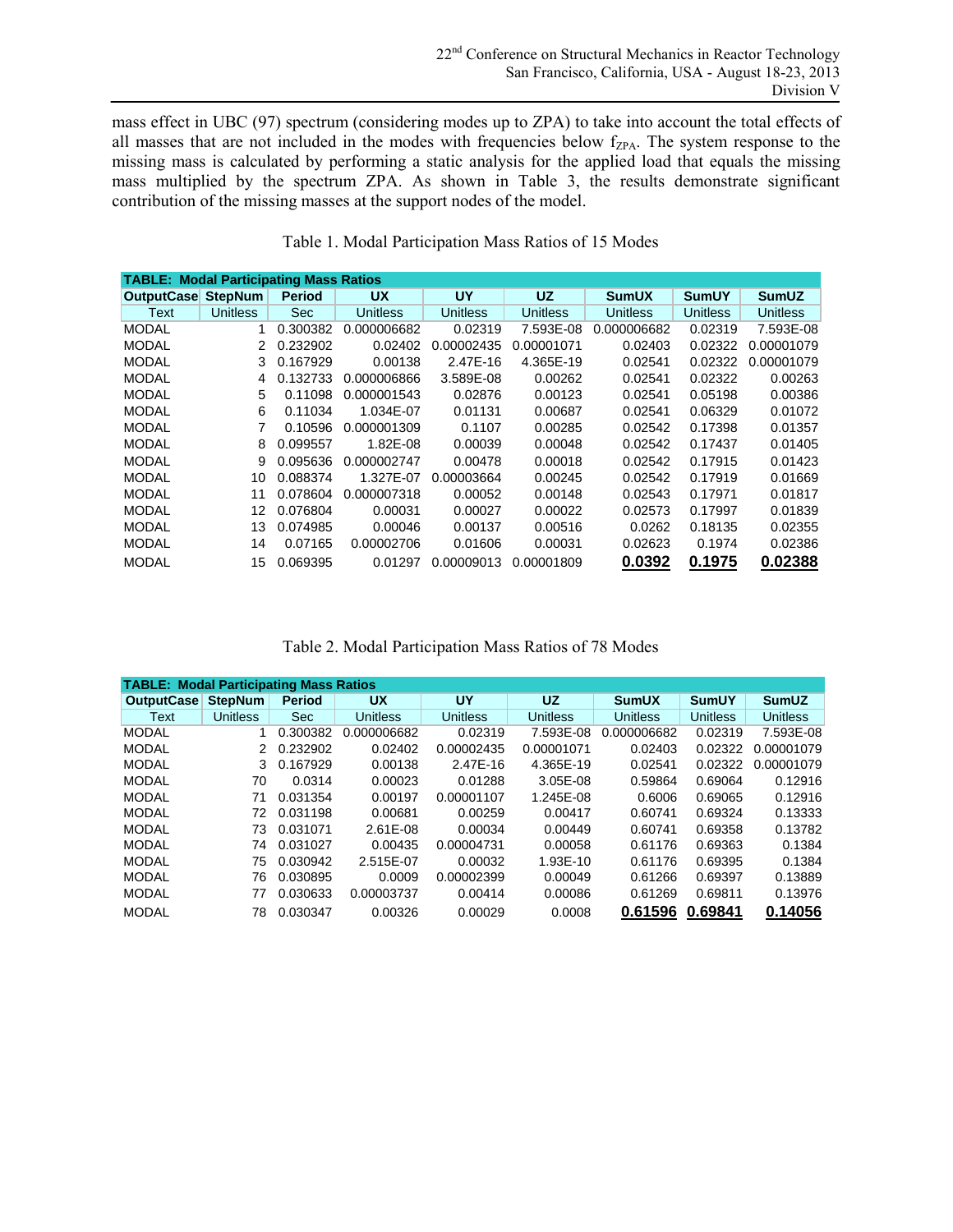mass effect in UBC (97) spectrum (considering modes up to ZPA) to take into account the total effects of all masses that are not included in the modes with frequencies below $f_{ZPA}$. The system response to the missing mass is calculated by performing a static analysis for the applied load that equals the missing mass multiplied by the spectrum ZPA. As shown in Table 3, the results demonstrate significant contribution of the missing masses at the support nodes of the model.

Table 1. Modal Participation Mass Ratios of 15 Modes

| TABLE: Modal Participating Mass Ratios | | | | | | | | |
|---|---|---|---|---|---|---|---|---|
| **OutputCase** | **StepNum** | **Period** | **UX** | **UY** | **UZ** | **SumUX** | **SumUY** | **SumUZ** |
| Text | Unitless | Sec | Unitless | Unitless | Unitless | Unitless | Unitless | Unitless |
| MODAL | 1 | 0.300382 | 0.000006682 | 0.02319 | 7.593E-08 | 0.000006682 | 0.02319 | 7.593E-08 |
| MODAL | 2 | 0.232902 | 0.02402 | 0.00002435 | 0.00001071 | 0.02403 | 0.02322 | 0.00001079 |
| MODAL | 3 | 0.167929 | 0.00138 | 2.47E-16 | 4.365E-19 | 0.02541 | 0.02322 | 0.00001079 |
| MODAL | 4 | 0.132733 | 0.000006866 | 3.589E-08 | 0.00262 | 0.02541 | 0.02322 | 0.00263 |
| MODAL | 5 | 0.11098 | 0.000001543 | 0.02876 | 0.00123 | 0.02541 | 0.05198 | 0.00386 |
| MODAL | 6 | 0.11034 | 1.034E-07 | 0.01131 | 0.00687 | 0.02541 | 0.06329 | 0.01072 |
| MODAL | 7 | 0.10596 | 0.000001309 | 0.1107 | 0.00285 | 0.02542 | 0.17398 | 0.01357 |
| MODAL | 8 | 0.099557 | 1.82E-08 | 0.00039 | 0.00048 | 0.02542 | 0.17437 | 0.01405 |
| MODAL | 9 | 0.095636 | 0.000002747 | 0.00478 | 0.00018 | 0.02542 | 0.17915 | 0.01423 |
| MODAL | 10 | 0.088374 | 1.327E-07 | 0.00003664 | 0.00245 | 0.02542 | 0.17919 | 0.01669 |
| MODAL | 11 | 0.078604 | 0.000007318 | 0.00052 | 0.00148 | 0.02543 | 0.17971 | 0.01817 |
| MODAL | 12 | 0.076804 | 0.00031 | 0.00027 | 0.00022 | 0.02573 | 0.17997 | 0.01839 |
| MODAL | 13 | 0.074985 | 0.00046 | 0.00137 | 0.00516 | 0.0262 | 0.18135 | 0.02355 |
| MODAL | 14 | 0.07165 | 0.00002706 | 0.01606 | 0.00031 | 0.02623 | 0.1974 | 0.02386 |
| MODAL | 15 | 0.069395 | 0.01297 | 0.00009013 | 0.00001809 | **0.0392** | **0.1975** | **0.02388** |

Table 2. Modal Participation Mass Ratios of 78 Modes

| TABLE: Modal Participating Mass Ratios | | | | | | | | |
|---|---|---|---|---|---|---|---|---|
| **OutputCase** | **StepNum** | **Period** | **UX** | **UY** | **UZ** | **SumUX** | **SumUY** | **SumUZ** |
| Text | Unitless | Sec | Unitless | Unitless | Unitless | Unitless | Unitless | Unitless |
| MODAL | 1 | 0.300382 | 0.000006682 | 0.02319 | 7.593E-08 | 0.000006682 | 0.02319 | 7.593E-08 |
| MODAL | 2 | 0.232902 | 0.02402 | 0.00002435 | 0.00001071 | 0.02403 | 0.02322 | 0.00001079 |
| MODAL | 3 | 0.167929 | 0.00138 | 2.47E-16 | 4.365E-19 | 0.02541 | 0.02322 | 0.00001079 |
| MODAL | 70 | 0.0314 | 0.00023 | 0.01288 | 3.05E-08 | 0.59864 | 0.69064 | 0.12916 |
| MODAL | 71 | 0.031354 | 0.00197 | 0.00001107 | 1.245E-08 | 0.6006 | 0.69065 | 0.12916 |
| MODAL | 72 | 0.031198 | 0.00681 | 0.00259 | 0.00417 | 0.60741 | 0.69324 | 0.13333 |
| MODAL | 73 | 0.031071 | 2.61E-08 | 0.00034 | 0.00449 | 0.60741 | 0.69358 | 0.13782 |
| MODAL | 74 | 0.031027 | 0.00435 | 0.00004731 | 0.00058 | 0.61176 | 0.69363 | 0.1384 |
| MODAL | 75 | 0.030942 | 2.515E-07 | 0.00032 | 1.93E-10 | 0.61176 | 0.69395 | 0.1384 |
| MODAL | 76 | 0.030895 | 0.0009 | 0.00002399 | 0.00049 | 0.61266 | 0.69397 | 0.13889 |
| MODAL | 77 | 0.030633 | 0.00003737 | 0.00414 | 0.00086 | 0.61269 | 0.69811 | 0.13976 |
| MODAL | 78 | 0.030347 | 0.00326 | 0.00029 | 0.0008 | **0.61596** | **0.69841** | **0.14056** |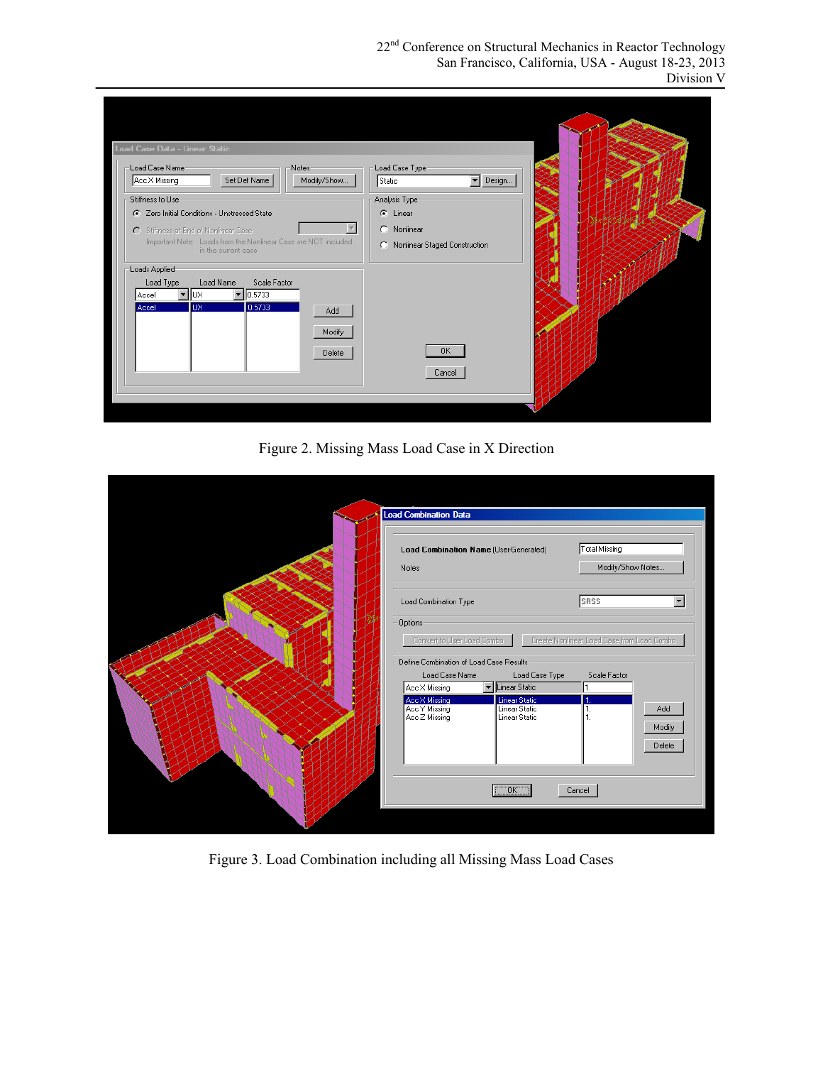Figure 2. Missing Mass Load Case in X Direction

Figure 3. Load Combination including all Missing Mass Load Cases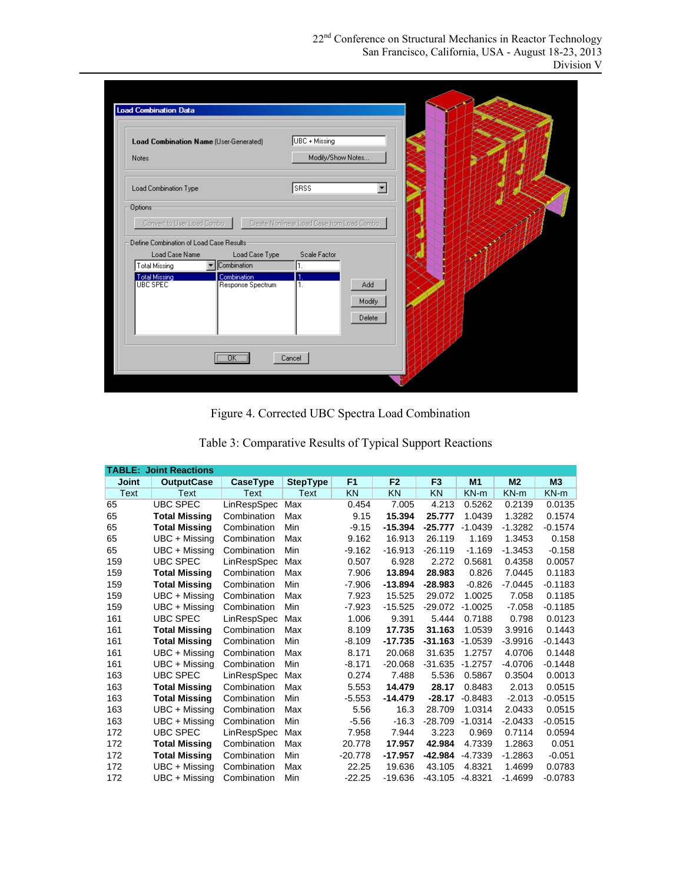Figure 4. Corrected UBC Spectra Load Combination

Table 3: Comparative Results of Typical Support Reactions

| TABLE: Joint Reactions | | | | | | | | | |
|---|---|---|---|---|---|---|---|---|---|
| Joint | OutputCase | CaseType | StepType | F1 | F2 | F3 | M1 | M2 | M3 |
| Text | Text | Text | Text | KN | KN | KN | KN-m | KN-m | KN-m |
| 65 | UBC SPEC | LinRespSpec | Max | 0.454 | 7.005 | 4.213 | 0.5262 | 0.2139 | 0.0135 |
| 65 | **Total Missing** | Combination | Max | 9.15 | **15.394** | **25.777** | 1.0439 | 1.3282 | 0.1574 |
| 65 | **Total Missing** | Combination | Min | -9.15 | **-15.394** | **-25.777** | -1.0439 | -1.3282 | -0.1574 |
| 65 | UBC + Missing | Combination | Max | 9.162 | 16.913 | 26.119 | 1.169 | 1.3453 | 0.158 |
| 65 | UBC + Missing | Combination | Min | -9.162 | -16.913 | -26.119 | -1.169 | -1.3453 | -0.158 |
| 159 | UBC SPEC | LinRespSpec | Max | 0.507 | 6.928 | 2.272 | 0.5681 | 0.4358 | 0.0057 |
| 159 | **Total Missing** | Combination | Max | 7.906 | **13.894** | **28.983** | 0.826 | 7.0445 | 0.1183 |
| 159 | **Total Missing** | Combination | Min | -7.906 | **-13.894** | **-28.983** | -0.826 | -7.0445 | -0.1183 |
| 159 | UBC + Missing | Combination | Max | 7.923 | 15.525 | 29.072 | 1.0025 | 7.058 | 0.1185 |
| 159 | UBC + Missing | Combination | Min | -7.923 | -15.525 | -29.072 | -1.0025 | -7.058 | -0.1185 |
| 161 | UBC SPEC | LinRespSpec | Max | 1.006 | 9.391 | 5.444 | 0.7188 | 0.798 | 0.0123 |
| 161 | **Total Missing** | Combination | Max | 8.109 | **17.735** | **31.163** | 1.0539 | 3.9916 | 0.1443 |
| 161 | **Total Missing** | Combination | Min | -8.109 | **-17.735** | **-31.163** | -1.0539 | -3.9916 | -0.1443 |
| 161 | UBC + Missing | Combination | Max | 8.171 | 20.068 | 31.635 | 1.2757 | 4.0706 | 0.1448 |
| 161 | UBC + Missing | Combination | Min | -8.171 | -20.068 | -31.635 | -1.2757 | -4.0706 | -0.1448 |
| 163 | UBC SPEC | LinRespSpec | Max | 0.274 | 7.488 | 5.536 | 0.5867 | 0.3504 | 0.0013 |
| 163 | **Total Missing** | Combination | Max | 5.553 | **14.479** | **28.17** | 0.8483 | 2.013 | 0.0515 |
| 163 | **Total Missing** | Combination | Min | -5.553 | **-14.479** | **-28.17** | -0.8483 | -2.013 | -0.0515 |
| 163 | UBC + Missing | Combination | Max | 5.56 | 16.3 | 28.709 | 1.0314 | 2.0433 | 0.0515 |
| 163 | UBC + Missing | Combination | Min | -5.56 | -16.3 | -28.709 | -1.0314 | -2.0433 | -0.0515 |
| 172 | UBC SPEC | LinRespSpec | Max | 7.958 | 7.944 | 3.223 | 0.969 | 0.7114 | 0.0594 |
| 172 | **Total Missing** | Combination | Max | 20.778 | **17.957** | **42.984** | 4.7339 | 1.2863 | 0.051 |
| 172 | **Total Missing** | Combination | Min | -20.778 | **-17.957** | **-42.984** | -4.7339 | -1.2863 | -0.051 |
| 172 | UBC + Missing | Combination | Max | 22.25 | 19.636 | 43.105 | 4.8321 | 1.4699 | 0.0783 |
| 172 | UBC + Missing | Combination | Min | -22.25 | -19.636 | -43.105 | -4.8321 | -1.4699 | -0.0783 |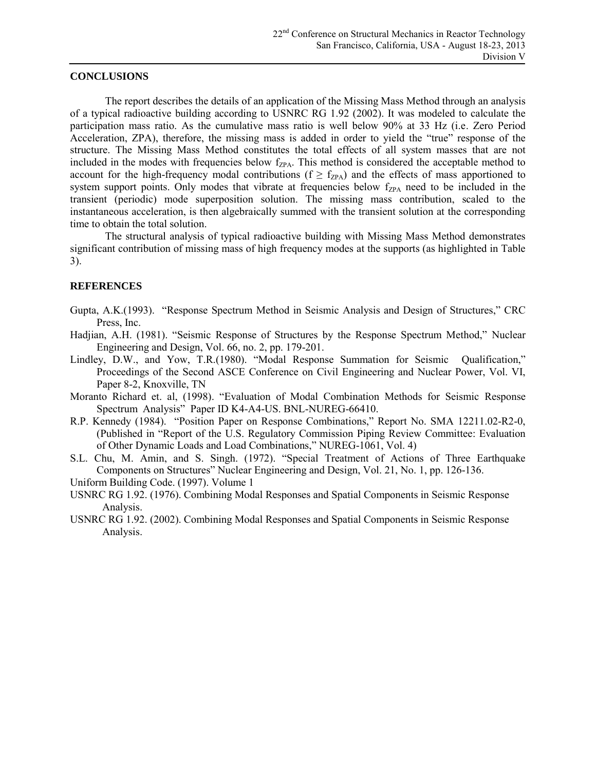## CONCLUSIONS

The report describes the details of an application of the Missing Mass Method through an analysis of a typical radioactive building according to USNRC RG 1.92 (2002). It was modeled to calculate the participation mass ratio. As the cumulative mass ratio is well below 90% at 33 Hz (i.e. Zero Period Acceleration, ZPA), therefore, the missing mass is added in order to yield the "true" response of the structure. The Missing Mass Method constitutes the total effects of all system masses that are not included in the modes with frequencies below $f_{ZPA}$. This method is considered the acceptable method to account for the high-frequency modal contributions ($f \geq f_{ZPA}$) and the effects of mass apportioned to system support points. Only modes that vibrate at frequencies below $f_{ZPA}$ need to be included in the transient (periodic) mode superposition solution. The missing mass contribution, scaled to the instantaneous acceleration, is then algebraically summed with the transient solution at the corresponding time to obtain the total solution.

The structural analysis of typical radioactive building with Missing Mass Method demonstrates significant contribution of missing mass of high frequency modes at the supports (as highlighted in Table 3).

## REFERENCES

Gupta, A.K.(1993). "Response Spectrum Method in Seismic Analysis and Design of Structures," CRC Press, Inc.

Hadjian, A.H. (1981). "Seismic Response of Structures by the Response Spectrum Method," Nuclear Engineering and Design, Vol. 66, no. 2, pp. 179-201.

Lindley, D.W., and Yow, T.R.(1980). "Modal Response Summation for Seismic Qualification," Proceedings of the Second ASCE Conference on Civil Engineering and Nuclear Power, Vol. VI, Paper 8-2, Knoxville, TN

Moranto Richard et. al, (1998). "Evaluation of Modal Combination Methods for Seismic Response Spectrum Analysis" Paper ID K4-A4-US. BNL-NUREG-66410.

R.P. Kennedy (1984). "Position Paper on Response Combinations," Report No. SMA 12211.02-R2-0, (Published in "Report of the U.S. Regulatory Commission Piping Review Committee: Evaluation of Other Dynamic Loads and Load Combinations," NUREG-1061, Vol. 4)

S.L. Chu, M. Amin, and S. Singh. (1972). "Special Treatment of Actions of Three Earthquake Components on Structures" Nuclear Engineering and Design, Vol. 21, No. 1, pp. 126-136.

Uniform Building Code. (1997). Volume 1

USNRC RG 1.92. (1976). Combining Modal Responses and Spatial Components in Seismic Response Analysis.

USNRC RG 1.92. (2002). Combining Modal Responses and Spatial Components in Seismic Response Analysis.